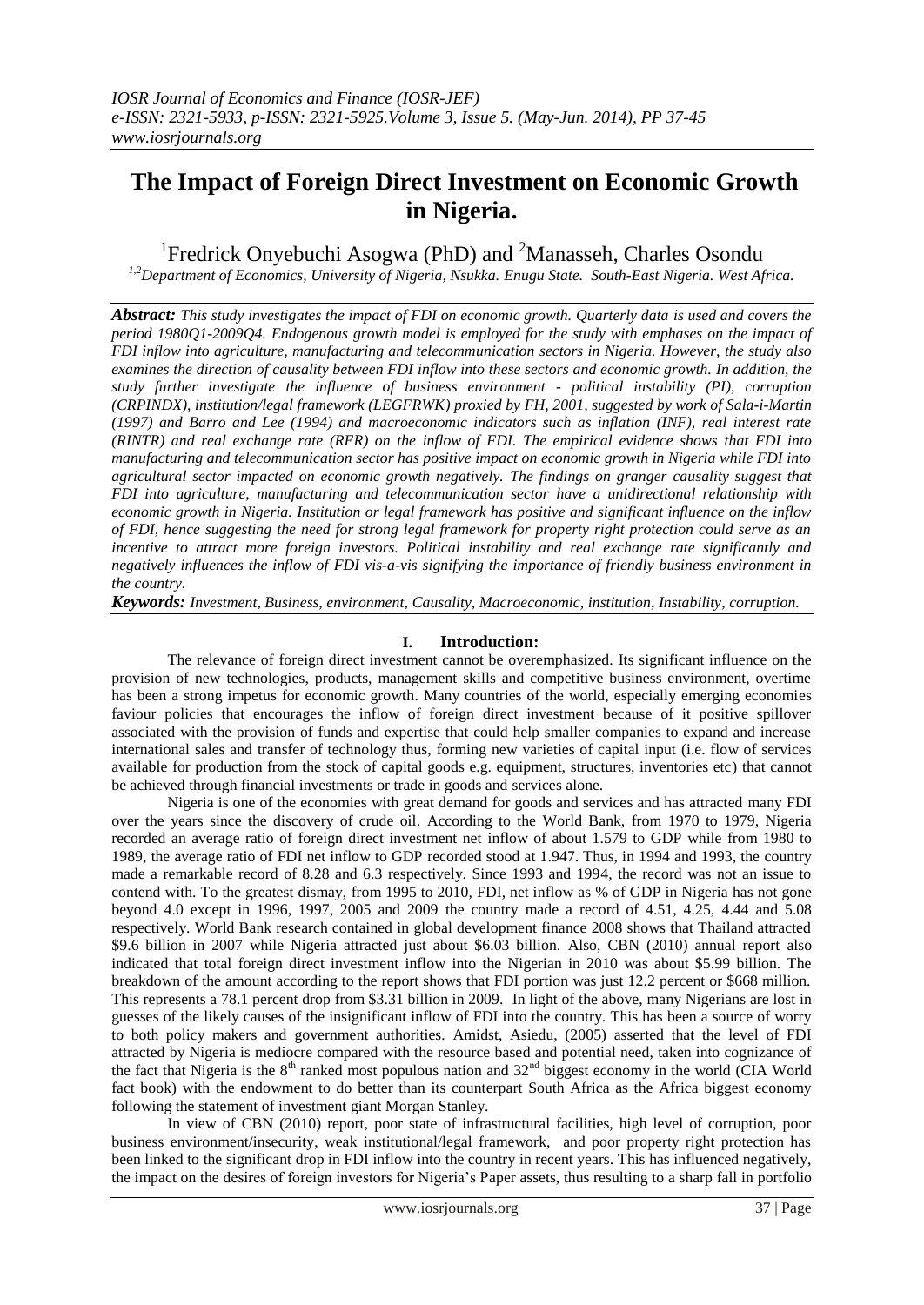# The Impact of Foreign Direct Investment on Economic Growth in Nigeria.

[1]Fredrick Onyebuchi Asogwa (PhD) and [2]Manasseh, Charles Osondu

*[1,2]Department of Economics, University of Nigeria, Nsukka. Enugu State. South-East Nigeria. West Africa.*

***Abstract:*** *This study investigates the impact of FDI on economic growth. Quarterly data is used and covers the period 1980Q1-2009Q4. Endogenous growth model is employed for the study with emphases on the impact of FDI inflow into agriculture, manufacturing and telecommunication sectors in Nigeria. However, the study also examines the direction of causality between FDI inflow into these sectors and economic growth. In addition, the study further investigate the influence of business environment - political instability (PI), corruption (CRPINDX), institution/legal framework (LEGFRWK) proxied by FH, 2001, suggested by work of Sala-i-Martin (1997) and Barro and Lee (1994) and macroeconomic indicators such as inflation (INF), real interest rate (RINTR) and real exchange rate (RER) on the inflow of FDI. The empirical evidence shows that FDI into manufacturing and telecommunication sector has positive impact on economic growth in Nigeria while FDI into agricultural sector impacted on economic growth negatively. The findings on granger causality suggest that FDI into agriculture, manufacturing and telecommunication sector have a unidirectional relationship with economic growth in Nigeria. Institution or legal framework has positive and significant influence on the inflow of FDI, hence suggesting the need for strong legal framework for property right protection could serve as an incentive to attract more foreign investors. Political instability and real exchange rate significantly and negatively influences the inflow of FDI vis-a-vis signifying the importance of friendly business environment in the country.*

***Keywords:*** *Investment, Business, environment, Causality, Macroeconomic, institution, Instability, corruption.*

## I. Introduction:

The relevance of foreign direct investment cannot be overemphasized. Its significant influence on the provision of new technologies, products, management skills and competitive business environment, overtime has been a strong impetus for economic growth. Many countries of the world, especially emerging economies faviour policies that encourages the inflow of foreign direct investment because of it positive spillover associated with the provision of funds and expertise that could help smaller companies to expand and increase international sales and transfer of technology thus, forming new varieties of capital input (i.e. flow of services available for production from the stock of capital goods e.g. equipment, structures, inventories etc) that cannot be achieved through financial investments or trade in goods and services alone.

Nigeria is one of the economies with great demand for goods and services and has attracted many FDI over the years since the discovery of crude oil. According to the World Bank, from 1970 to 1979, Nigeria recorded an average ratio of foreign direct investment net inflow of about 1.579 to GDP while from 1980 to 1989, the average ratio of FDI net inflow to GDP recorded stood at 1.947. Thus, in 1994 and 1993, the country made a remarkable record of 8.28 and 6.3 respectively. Since 1993 and 1994, the record was not an issue to contend with. To the greatest dismay, from 1995 to 2010, FDI, net inflow as % of GDP in Nigeria has not gone beyond 4.0 except in 1996, 1997, 2005 and 2009 the country made a record of 4.51, 4.25, 4.44 and 5.08 respectively. World Bank research contained in global development finance 2008 shows that Thailand attracted \$9.6 billion in 2007 while Nigeria attracted just about \$6.03 billion. Also, CBN (2010) annual report also indicated that total foreign direct investment inflow into the Nigerian in 2010 was about \$5.99 billion. The breakdown of the amount according to the report shows that FDI portion was just 12.2 percent or \$668 million. This represents a 78.1 percent drop from \$3.31 billion in 2009. In light of the above, many Nigerians are lost in guesses of the likely causes of the insignificant inflow of FDI into the country. This has been a source of worry to both policy makers and government authorities. Amidst, Asiedu, (2005) asserted that the level of FDI attracted by Nigeria is mediocre compared with the resource based and potential need, taken into cognizance of the fact that Nigeria is the 8th ranked most populous nation and 32nd biggest economy in the world (CIA World fact book) with the endowment to do better than its counterpart South Africa as the Africa biggest economy following the statement of investment giant Morgan Stanley.

In view of CBN (2010) report, poor state of infrastructural facilities, high level of corruption, poor business environment/insecurity, weak institutional/legal framework, and poor property right protection has been linked to the significant drop in FDI inflow into the country in recent years. This has influenced negatively, the impact on the desires of foreign investors for Nigeria's Paper assets, thus resulting to a sharp fall in portfolio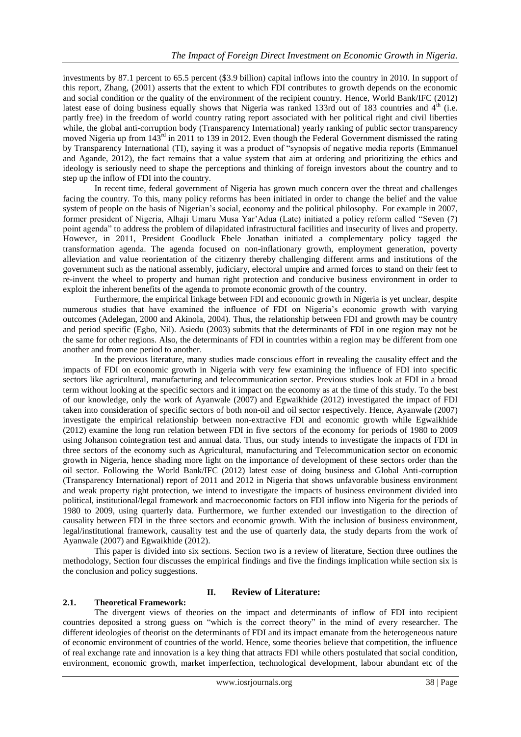investments by 87.1 percent to 65.5 percent ($3.9 billion) capital inflows into the country in 2010. In support of this report, Zhang, (2001) asserts that the extent to which FDI contributes to growth depends on the economic and social condition or the quality of the environment of the recipient country. Hence, World Bank/IFC (2012) latest ease of doing business equally shows that Nigeria was ranked 133rd out of 183 countries and 4th (i.e. partly free) in the freedom of world country rating report associated with her political right and civil liberties while, the global anti-corruption body (Transparency International) yearly ranking of public sector transparency moved Nigeria up from 143rd in 2011 to 139 in 2012. Even though the Federal Government dismissed the rating by Transparency International (TI), saying it was a product of "synopsis of negative media reports (Emmanuel and Agande, 2012), the fact remains that a value system that aim at ordering and prioritizing the ethics and ideology is seriously need to shape the perceptions and thinking of foreign investors about the country and to step up the inflow of FDI into the country.

In recent time, federal government of Nigeria has grown much concern over the threat and challenges facing the country. To this, many policy reforms has been initiated in order to change the belief and the value system of people on the basis of Nigerian's social, economy and the political philosophy. For example in 2007, former president of Nigeria, Alhaji Umaru Musa Yar'Adua (Late) initiated a policy reform called "Seven (7) point agenda" to address the problem of dilapidated infrastructural facilities and insecurity of lives and property. However, in 2011, President Goodluck Ebele Jonathan initiated a complementary policy tagged the transformation agenda. The agenda focused on non-inflationary growth, employment generation, poverty alleviation and value reorientation of the citizenry thereby challenging different arms and institutions of the government such as the national assembly, judiciary, electoral umpire and armed forces to stand on their feet to re-invent the wheel to property and human right protection and conducive business environment in order to exploit the inherent benefits of the agenda to promote economic growth of the country.

Furthermore, the empirical linkage between FDI and economic growth in Nigeria is yet unclear, despite numerous studies that have examined the influence of FDI on Nigeria's economic growth with varying outcomes (Adelegan, 2000 and Akinola, 2004). Thus, the relationship between FDI and growth may be country and period specific (Egbo, Nil). Asiedu (2003) submits that the determinants of FDI in one region may not be the same for other regions. Also, the determinants of FDI in countries within a region may be different from one another and from one period to another.

In the previous literature, many studies made conscious effort in revealing the causality effect and the impacts of FDI on economic growth in Nigeria with very few examining the influence of FDI into specific sectors like agricultural, manufacturing and telecommunication sector. Previous studies look at FDI in a broad term without looking at the specific sectors and it impact on the economy as at the time of this study. To the best of our knowledge, only the work of Ayanwale (2007) and Egwaikhide (2012) investigated the impact of FDI taken into consideration of specific sectors of both non-oil and oil sector respectively. Hence, Ayanwale (2007) investigate the empirical relationship between non-extractive FDI and economic growth while Egwaikhide (2012) examine the long run relation between FDI in five sectors of the economy for periods of 1980 to 2009 using Johanson cointegration test and annual data. Thus, our study intends to investigate the impacts of FDI in three sectors of the economy such as Agricultural, manufacturing and Telecommunication sector on economic growth in Nigeria, hence shading more light on the importance of development of these sectors order than the oil sector. Following the World Bank/IFC (2012) latest ease of doing business and Global Anti-corruption (Transparency International) report of 2011 and 2012 in Nigeria that shows unfavorable business environment and weak property right protection, we intend to investigate the impacts of business environment divided into political, institutional/legal framework and macroeconomic factors on FDI inflow into Nigeria for the periods of 1980 to 2009, using quarterly data. Furthermore, we further extended our investigation to the direction of causality between FDI in the three sectors and economic growth. With the inclusion of business environment, legal/institutional framework, causality test and the use of quarterly data, the study departs from the work of Ayanwale (2007) and Egwaikhide (2012).

This paper is divided into six sections. Section two is a review of literature, Section three outlines the methodology, Section four discusses the empirical findings and five the findings implication while section six is the conclusion and policy suggestions.

## II. Review of Literature:

### 2.1. Theoretical Framework:

The divergent views of theories on the impact and determinants of inflow of FDI into recipient countries deposited a strong guess on "which is the correct theory" in the mind of every researcher. The different ideologies of theorist on the determinants of FDI and its impact emanate from the heterogeneous nature of economic environment of countries of the world. Hence, some theories believe that competition, the influence of real exchange rate and innovation is a key thing that attracts FDI while others postulated that social condition, environment, economic growth, market imperfection, technological development, labour abundant etc of the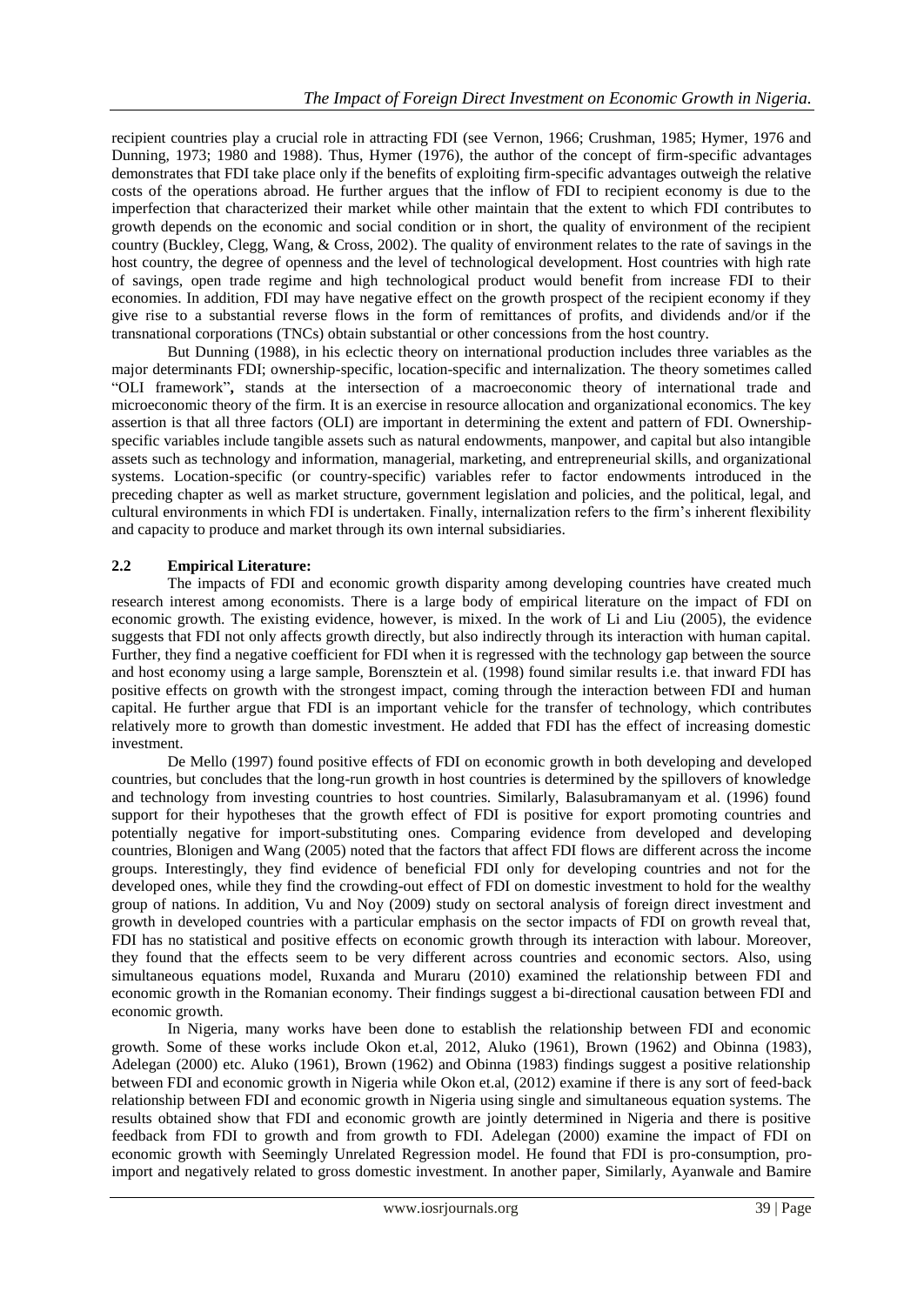recipient countries play a crucial role in attracting FDI (see Vernon, 1966; Crushman, 1985; Hymer, 1976 and Dunning, 1973; 1980 and 1988). Thus, Hymer (1976), the author of the concept of firm-specific advantages demonstrates that FDI take place only if the benefits of exploiting firm-specific advantages outweigh the relative costs of the operations abroad. He further argues that the inflow of FDI to recipient economy is due to the imperfection that characterized their market while other maintain that the extent to which FDI contributes to growth depends on the economic and social condition or in short, the quality of environment of the recipient country (Buckley, Clegg, Wang, & Cross, 2002). The quality of environment relates to the rate of savings in the host country, the degree of openness and the level of technological development. Host countries with high rate of savings, open trade regime and high technological product would benefit from increase FDI to their economies. In addition, FDI may have negative effect on the growth prospect of the recipient economy if they give rise to a substantial reverse flows in the form of remittances of profits, and dividends and/or if the transnational corporations (TNCs) obtain substantial or other concessions from the host country.

But Dunning (1988), in his eclectic theory on international production includes three variables as the major determinants FDI; ownership-specific, location-specific and internalization. The theory sometimes called "OLI framework"**,** stands at the intersection of a macroeconomic theory of international trade and microeconomic theory of the firm. It is an exercise in resource allocation and organizational economics. The key assertion is that all three factors (OLI) are important in determining the extent and pattern of FDI. Ownership-specific variables include tangible assets such as natural endowments, manpower, and capital but also intangible assets such as technology and information, managerial, marketing, and entrepreneurial skills, and organizational systems. Location-specific (or country-specific) variables refer to factor endowments introduced in the preceding chapter as well as market structure, government legislation and policies, and the political, legal, and cultural environments in which FDI is undertaken. Finally, internalization refers to the firm's inherent flexibility and capacity to produce and market through its own internal subsidiaries.

## 2.2 Empirical Literature:

The impacts of FDI and economic growth disparity among developing countries have created much research interest among economists. There is a large body of empirical literature on the impact of FDI on economic growth. The existing evidence, however, is mixed. In the work of Li and Liu (2005), the evidence suggests that FDI not only affects growth directly, but also indirectly through its interaction with human capital. Further, they find a negative coefficient for FDI when it is regressed with the technology gap between the source and host economy using a large sample, Borensztein et al. (1998) found similar results i.e. that inward FDI has positive effects on growth with the strongest impact, coming through the interaction between FDI and human capital. He further argue that FDI is an important vehicle for the transfer of technology, which contributes relatively more to growth than domestic investment. He added that FDI has the effect of increasing domestic investment.

De Mello (1997) found positive effects of FDI on economic growth in both developing and developed countries, but concludes that the long-run growth in host countries is determined by the spillovers of knowledge and technology from investing countries to host countries. Similarly, Balasubramanyam et al. (1996) found support for their hypotheses that the growth effect of FDI is positive for export promoting countries and potentially negative for import-substituting ones. Comparing evidence from developed and developing countries, Blonigen and Wang (2005) noted that the factors that affect FDI flows are different across the income groups. Interestingly, they find evidence of beneficial FDI only for developing countries and not for the developed ones, while they find the crowding-out effect of FDI on domestic investment to hold for the wealthy group of nations. In addition, Vu and Noy (2009) study on sectoral analysis of foreign direct investment and growth in developed countries with a particular emphasis on the sector impacts of FDI on growth reveal that, FDI has no statistical and positive effects on economic growth through its interaction with labour. Moreover, they found that the effects seem to be very different across countries and economic sectors. Also, using simultaneous equations model, Ruxanda and Muraru (2010) examined the relationship between FDI and economic growth in the Romanian economy. Their findings suggest a bi-directional causation between FDI and economic growth.

In Nigeria, many works have been done to establish the relationship between FDI and economic growth. Some of these works include Okon et.al, 2012, Aluko (1961), Brown (1962) and Obinna (1983), Adelegan (2000) etc. Aluko (1961), Brown (1962) and Obinna (1983) findings suggest a positive relationship between FDI and economic growth in Nigeria while Okon et.al, (2012) examine if there is any sort of feed-back relationship between FDI and economic growth in Nigeria using single and simultaneous equation systems. The results obtained show that FDI and economic growth are jointly determined in Nigeria and there is positive feedback from FDI to growth and from growth to FDI. Adelegan (2000) examine the impact of FDI on economic growth with Seemingly Unrelated Regression model. He found that FDI is pro-consumption, pro-import and negatively related to gross domestic investment. In another paper, Similarly, Ayanwale and Bamire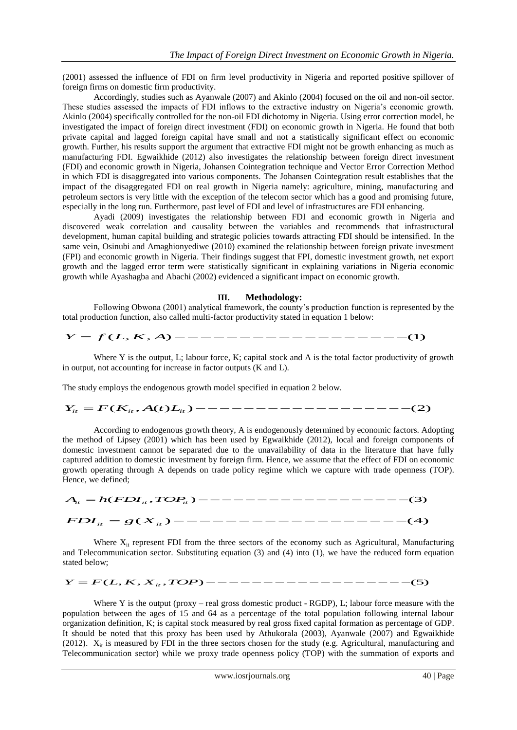(2001) assessed the influence of FDI on firm level productivity in Nigeria and reported positive spillover of foreign firms on domestic firm productivity.

Accordingly, studies such as Ayanwale (2007) and Akinlo (2004) focused on the oil and non-oil sector. These studies assessed the impacts of FDI inflows to the extractive industry on Nigeria's economic growth. Akinlo (2004) specifically controlled for the non-oil FDI dichotomy in Nigeria. Using error correction model, he investigated the impact of foreign direct investment (FDI) on economic growth in Nigeria. He found that both private capital and lagged foreign capital have small and not a statistically significant effect on economic growth. Further, his results support the argument that extractive FDI might not be growth enhancing as much as manufacturing FDI. Egwaikhide (2012) also investigates the relationship between foreign direct investment (FDI) and economic growth in Nigeria, Johansen Cointegration technique and Vector Error Correction Method in which FDI is disaggregated into various components. The Johansen Cointegration result establishes that the impact of the disaggregated FDI on real growth in Nigeria namely: agriculture, mining, manufacturing and petroleum sectors is very little with the exception of the telecom sector which has a good and promising future, especially in the long run. Furthermore, past level of FDI and level of infrastructures are FDI enhancing.

Ayadi (2009) investigates the relationship between FDI and economic growth in Nigeria and discovered weak correlation and causality between the variables and recommends that infrastructural development, human capital building and strategic policies towards attracting FDI should be intensified. In the same vein, Osinubi and Amaghionyediwe (2010) examined the relationship between foreign private investment (FPI) and economic growth in Nigeria. Their findings suggest that FPI, domestic investment growth, net export growth and the lagged error term were statistically significant in explaining variations in Nigeria economic growth while Ayashagba and Abachi (2002) evidenced a significant impact on economic growth.

## III. Methodology:

Following Obwona (2001) analytical framework, the county's production function is represented by the total production function, also called multi-factor productivity stated in equation 1 below:

$$Y = f(L, K, A) \text{------------------------} (1)$$

Where Y is the output, L; labour force, K; capital stock and A is the total factor productivity of growth in output, not accounting for increase in factor outputs (K and L).

The study employs the endogenous growth model specified in equation 2 below.

$$Y_{it} = F(K_{it}, A(t)L_{it}) \text{------------------------} (2)$$

According to endogenous growth theory, A is endogenously determined by economic factors. Adopting the method of Lipsey (2001) which has been used by Egwaikhide (2012), local and foreign components of domestic investment cannot be separated due to the unavailability of data in the literature that have fully captured addition to domestic investment by foreign firm. Hence, we assume that the effect of FDI on economic growth operating through A depends on trade policy regime which we capture with trade openness (TOP). Hence, we defined;

$$A_{it} = h(FDI_{it}, TOP_{it}) \text{------------------------} (3)$$

$$FDI_{it} = g(X_{it}) \text{------------------------} (4)$$

Where $X_{it}$ represent FDI from the three sectors of the economy such as Agricultural, Manufacturing and Telecommunication sector. Substituting equation (3) and (4) into (1), we have the reduced form equation stated below;

$$Y = F(L, K, X_{it}, TOP) \text{------------------------} (5)$$

Where Y is the output (proxy – real gross domestic product - RGDP), L; labour force measure with the population between the ages of 15 and 64 as a percentage of the total population following internal labour organization definition, K; is capital stock measured by real gross fixed capital formation as percentage of GDP. It should be noted that this proxy has been used by Athukorala (2003), Ayanwale (2007) and Egwaikhide (2012). $X_{it}$ is measured by FDI in the three sectors chosen for the study (e.g. Agricultural, manufacturing and Telecommunication sector) while we proxy trade openness policy (TOP) with the summation of exports and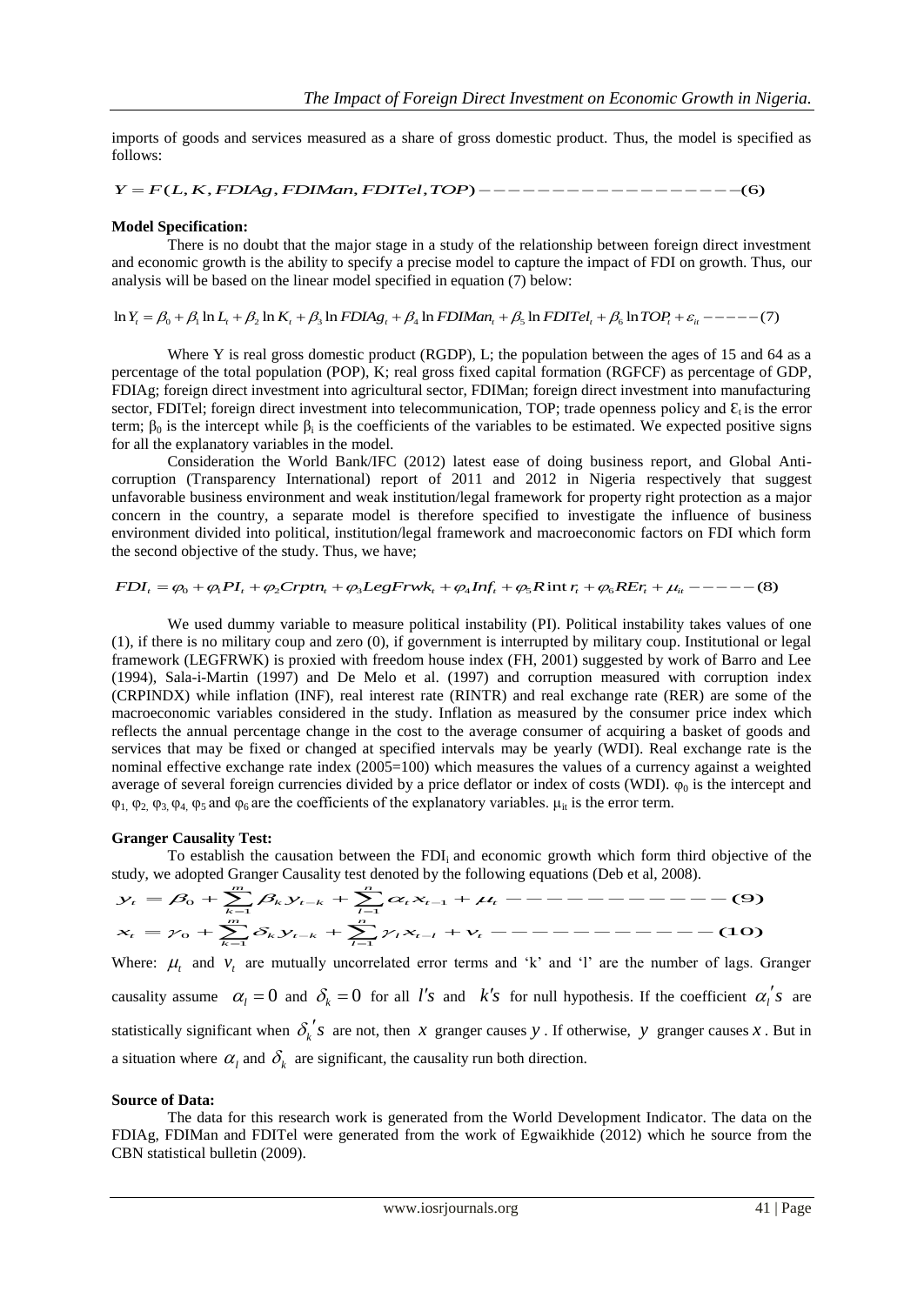imports of goods and services measured as a share of gross domestic product. Thus, the model is specified as follows:

$$Y = F(L, K, FDIAg, FDIMan, FDITel, TOP) ------------------(6)$$

**Model Specification:**

There is no doubt that the major stage in a study of the relationship between foreign direct investment and economic growth is the ability to specify a precise model to capture the impact of FDI on growth. Thus, our analysis will be based on the linear model specified in equation (7) below:

$$\ln Y_t = \beta_0 + \beta_1 \ln L_t + \beta_2 \ln K_t + \beta_3 \ln FDIAg_t + \beta_4 \ln FDIMan_t + \beta_5 \ln FDITel_t + \beta_6 \ln TOP_t + \varepsilon_{it} -----(7)$$

Where Y is real gross domestic product (RGDP), L; the population between the ages of 15 and 64 as a percentage of the total population (POP), K; real gross fixed capital formation (RGFCF) as percentage of GDP, FDIAg; foreign direct investment into agricultural sector, FDIMan; foreign direct investment into manufacturing sector, FDITel; foreign direct investment into telecommunication, TOP; trade openness policy and $\varepsilon_t$ is the error term; $\beta_0$ is the intercept while $\beta_i$ is the coefficients of the variables to be estimated. We expected positive signs for all the explanatory variables in the model.

Consideration the World Bank/IFC (2012) latest ease of doing business report, and Global Anti-corruption (Transparency International) report of 2011 and 2012 in Nigeria respectively that suggest unfavorable business environment and weak institution/legal framework for property right protection as a major concern in the country, a separate model is therefore specified to investigate the influence of business environment divided into political, institution/legal framework and macroeconomic factors on FDI which form the second objective of the study. Thus, we have;

$$FDI_t = \varphi_0 + \varphi_1 PI_t + \varphi_2 Crptn_t + \varphi_3 LegFrwk_t + \varphi_4 Inf_t + \varphi_5 R\text{int}\, r_t + \varphi_6 REr_t + \mu_{it} -----(8)$$

We used dummy variable to measure political instability (PI). Political instability takes values of one (1), if there is no military coup and zero (0), if government is interrupted by military coup. Institutional or legal framework (LEGFRWK) is proxied with freedom house index (FH, 2001) suggested by work of Barro and Lee (1994), Sala-i-Martin (1997) and De Melo et al. (1997) and corruption measured with corruption index (CRPINDX) while inflation (INF), real interest rate (RINTR) and real exchange rate (RER) are some of the macroeconomic variables considered in the study. Inflation as measured by the consumer price index which reflects the annual percentage change in the cost to the average consumer of acquiring a basket of goods and services that may be fixed or changed at specified intervals may be yearly (WDI). Real exchange rate is the nominal effective exchange rate index (2005=100) which measures the values of a currency against a weighted average of several foreign currencies divided by a price deflator or index of costs (WDI). $\varphi_0$ is the intercept and $\varphi_1$, $\varphi_2$, $\varphi_3$, $\varphi_4$, $\varphi_5$ and $\varphi_6$ are the coefficients of the explanatory variables. $\mu_{it}$ is the error term.

**Granger Causality Test:**

To establish the causation between the $FDI_i$ and economic growth which form third objective of the study, we adopted Granger Causality test denoted by the following equations (Deb et al, 2008).

$$y_t = \beta_0 + \sum_{k=1}^{m} \beta_k y_{t-k} + \sum_{l=1}^{n} \alpha_t x_{t-1} + \mu_t ------------(9)$$

$$x_t = \gamma_0 + \sum_{k=1}^{m} \delta_k y_{t-k} + \sum_{l=1}^{n} \gamma_l x_{t-l} + v_t ------------(10)$$

Where: $\mu_t$ and $v_t$ are mutually uncorrelated error terms and 'k' and 'l' are the number of lags. Granger causality assume $\alpha_l = 0$ and $\delta_k = 0$ for all $l's$ and $k's$ for null hypothesis. If the coefficient $\alpha_l' s$ are statistically significant when $\delta_k' s$ are not, then $x$ granger causes $y$. If otherwise, $y$ granger causes $x$. But in a situation where $\alpha_l$ and $\delta_k$ are significant, the causality run both direction.

**Source of Data:**

The data for this research work is generated from the World Development Indicator. The data on the FDIAg, FDIMan and FDITel were generated from the work of Egwaikhide (2012) which he source from the CBN statistical bulletin (2009).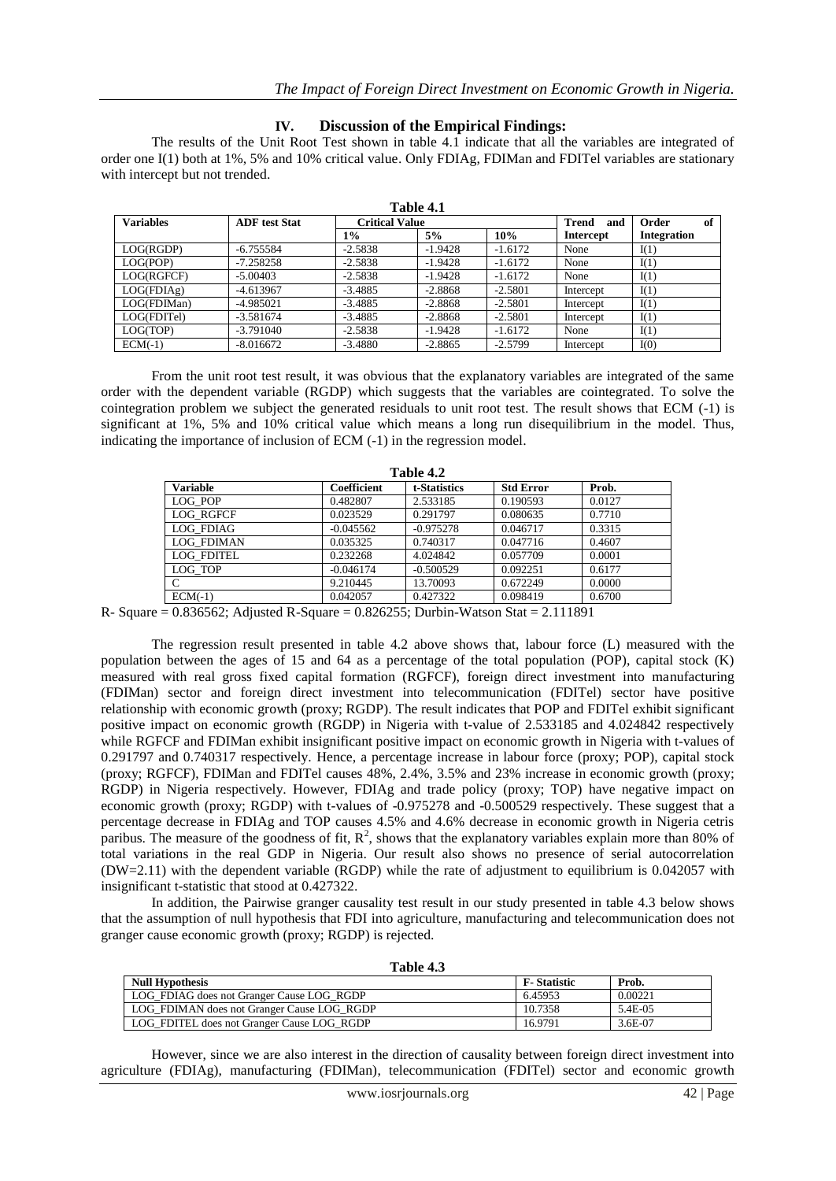## IV. Discussion of the Empirical Findings:

The results of the Unit Root Test shown in table 4.1 indicate that all the variables are integrated of order one I(1) both at 1%, 5% and 10% critical value. Only FDIAg, FDIMan and FDITel variables are stationary with intercept but not trended.

**Table 4.1**

| Variables | ADF test Stat | Critical Value | | | Trend and Intercept | Order of Integration |
|---|---|---|---|---|---|---|
| | | 1% | 5% | 10% | | |
| LOG(RGDP) | -6.755584 | -2.5838 | -1.9428 | -1.6172 | None | I(1) |
| LOG(POP) | -7.258258 | -2.5838 | -1.9428 | -1.6172 | None | I(1) |
| LOG(RGFCF) | -5.00403 | -2.5838 | -1.9428 | -1.6172 | None | I(1) |
| LOG(FDIAg) | -4.613967 | -3.4885 | -2.8868 | -2.5801 | Intercept | I(1) |
| LOG(FDIMan) | -4.985021 | -3.4885 | -2.8868 | -2.5801 | Intercept | I(1) |
| LOG(FDITel) | -3.581674 | -3.4885 | -2.8868 | -2.5801 | Intercept | I(1) |
| LOG(TOP) | -3.791040 | -2.5838 | -1.9428 | -1.6172 | None | I(1) |
| ECM(-1) | -8.016672 | -3.4880 | -2.8865 | -2.5799 | Intercept | I(0) |

From the unit root test result, it was obvious that the explanatory variables are integrated of the same order with the dependent variable (RGDP) which suggests that the variables are cointegrated. To solve the cointegration problem we subject the generated residuals to unit root test. The result shows that ECM (-1) is significant at 1%, 5% and 10% critical value which means a long run disequilibrium in the model. Thus, indicating the importance of inclusion of ECM (-1) in the regression model.

**Table 4.2**

| Variable | Coefficient | t-Statistics | Std Error | Prob. |
|---|---|---|---|---|
| LOG_POP | 0.482807 | 2.533185 | 0.190593 | 0.0127 |
| LOG_RGFCF | 0.023529 | 0.291797 | 0.080635 | 0.7710 |
| LOG_FDIAG | -0.045562 | -0.975278 | 0.046717 | 0.3315 |
| LOG_FDIMAN | 0.035325 | 0.740317 | 0.047716 | 0.4607 |
| LOG_FDITEL | 0.232268 | 4.024842 | 0.057709 | 0.0001 |
| LOG_TOP | -0.046174 | -0.500529 | 0.092251 | 0.6177 |
| C | 9.210445 | 13.70093 | 0.672249 | 0.0000 |
| ECM(-1) | 0.042057 | 0.427322 | 0.098419 | 0.6700 |

R- Square = 0.836562; Adjusted R-Square = 0.826255; Durbin-Watson Stat = 2.111891

The regression result presented in table 4.2 above shows that, labour force (L) measured with the population between the ages of 15 and 64 as a percentage of the total population (POP), capital stock (K) measured with real gross fixed capital formation (RGFCF), foreign direct investment into manufacturing (FDIMan) sector and foreign direct investment into telecommunication (FDITel) sector have positive relationship with economic growth (proxy; RGDP). The result indicates that POP and FDITel exhibit significant positive impact on economic growth (RGDP) in Nigeria with t-value of 2.533185 and 4.024842 respectively while RGFCF and FDIMan exhibit insignificant positive impact on economic growth in Nigeria with t-values of 0.291797 and 0.740317 respectively. Hence, a percentage increase in labour force (proxy; POP), capital stock (proxy; RGFCF), FDIMan and FDITel causes 48%, 2.4%, 3.5% and 23% increase in economic growth (proxy; RGDP) in Nigeria respectively. However, FDIAg and trade policy (proxy; TOP) have negative impact on economic growth (proxy; RGDP) with t-values of -0.975278 and -0.500529 respectively. These suggest that a percentage decrease in FDIAg and TOP causes 4.5% and 4.6% decrease in economic growth in Nigeria cetris paribus. The measure of the goodness of fit, $R^2$, shows that the explanatory variables explain more than 80% of total variations in the real GDP in Nigeria. Our result also shows no presence of serial autocorrelation (DW=2.11) with the dependent variable (RGDP) while the rate of adjustment to equilibrium is 0.042057 with insignificant t-statistic that stood at 0.427322.

In addition, the Pairwise granger causality test result in our study presented in table 4.3 below shows that the assumption of null hypothesis that FDI into agriculture, manufacturing and telecommunication does not granger cause economic growth (proxy; RGDP) is rejected.

**Table 4.3**

| Null Hypothesis | F- Statistic | Prob. |
|---|---|---|
| LOG_FDIAG does not Granger Cause LOG_RGDP | 6.45953 | 0.00221 |
| LOG_FDIMAN does not Granger Cause LOG_RGDP | 10.7358 | 5.4E-05 |
| LOG_FDITEL does not Granger Cause LOG_RGDP | 16.9791 | 3.6E-07 |

However, since we are also interest in the direction of causality between foreign direct investment into agriculture (FDIAg), manufacturing (FDIMan), telecommunication (FDITel) sector and economic growth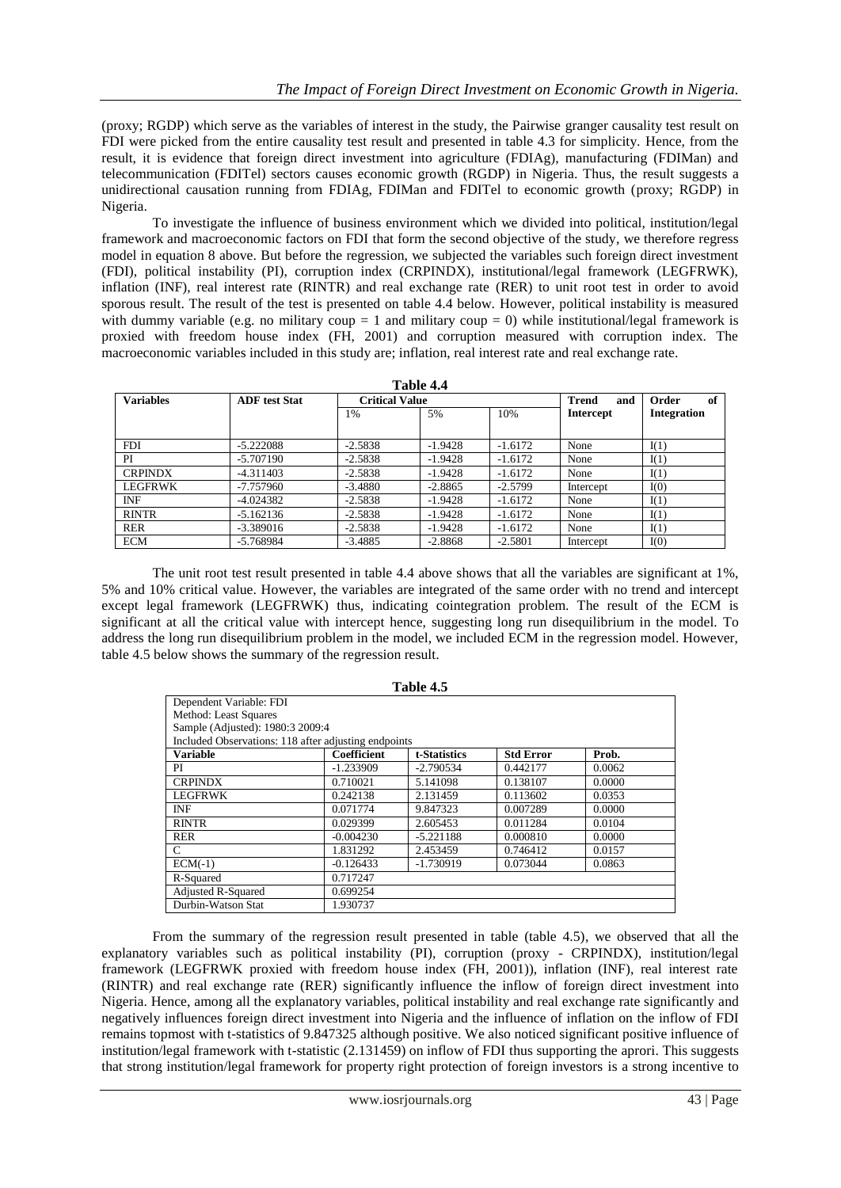(proxy; RGDP) which serve as the variables of interest in the study, the Pairwise granger causality test result on FDI were picked from the entire causality test result and presented in table 4.3 for simplicity. Hence, from the result, it is evidence that foreign direct investment into agriculture (FDIAg), manufacturing (FDIMan) and telecommunication (FDITel) sectors causes economic growth (RGDP) in Nigeria. Thus, the result suggests a unidirectional causation running from FDIAg, FDIMan and FDITel to economic growth (proxy; RGDP) in Nigeria.

To investigate the influence of business environment which we divided into political, institution/legal framework and macroeconomic factors on FDI that form the second objective of the study, we therefore regress model in equation 8 above. But before the regression, we subjected the variables such foreign direct investment (FDI), political instability (PI), corruption index (CRPINDX), institutional/legal framework (LEGFRWK), inflation (INF), real interest rate (RINTR) and real exchange rate (RER) to unit root test in order to avoid sporous result. The result of the test is presented on table 4.4 below. However, political instability is measured with dummy variable (e.g. no military coup = 1 and military coup = 0) while institutional/legal framework is proxied with freedom house index (FH, 2001) and corruption measured with corruption index. The macroeconomic variables included in this study are; inflation, real interest rate and real exchange rate.

**Table 4.4**

| Variables | ADF test Stat | Critical Value | | | Trend and Intercept | Order of Integration |
|---|---|---|---|---|---|---|
| | | 1% | 5% | 10% | | |
| FDI | -5.222088 | -2.5838 | -1.9428 | -1.6172 | None | I(1) |
| PI | -5.707190 | -2.5838 | -1.9428 | -1.6172 | None | I(1) |
| CRPINDX | -4.311403 | -2.5838 | -1.9428 | -1.6172 | None | I(1) |
| LEGFRWK | -7.757960 | -3.4880 | -2.8865 | -2.5799 | Intercept | I(0) |
| INF | -4.024382 | -2.5838 | -1.9428 | -1.6172 | None | I(1) |
| RINTR | -5.162136 | -2.5838 | -1.9428 | -1.6172 | None | I(1) |
| RER | -3.389016 | -2.5838 | -1.9428 | -1.6172 | None | I(1) |
| ECM | -5.768984 | -3.4885 | -2.8868 | -2.5801 | Intercept | I(0) |

The unit root test result presented in table 4.4 above shows that all the variables are significant at 1%, 5% and 10% critical value. However, the variables are integrated of the same order with no trend and intercept except legal framework (LEGFRWK) thus, indicating cointegration problem. The result of the ECM is significant at all the critical value with intercept hence, suggesting long run disequilibrium in the model. To address the long run disequilibrium problem in the model, we included ECM in the regression model. However, table 4.5 below shows the summary of the regression result.

**Table 4.5**

| Dependent Variable: FDI<br>Method: Least Squares<br>Sample (Adjusted): 1980:3 2009:4<br>Included Observations: 118 after adjusting endpoints | | | | |
|---|---|---|---|---|
| **Variable** | **Coefficient** | **t-Statistics** | **Std Error** | **Prob.** |
| PI | -1.233909 | -2.790534 | 0.442177 | 0.0062 |
| CRPINDX | 0.710021 | 5.141098 | 0.138107 | 0.0000 |
| LEGFRWK | 0.242138 | 2.131459 | 0.113602 | 0.0353 |
| INF | 0.071774 | 9.847323 | 0.007289 | 0.0000 |
| RINTR | 0.029399 | 2.605453 | 0.011284 | 0.0104 |
| RER | -0.004230 | -5.221188 | 0.000810 | 0.0000 |
| C | 1.831292 | 2.453459 | 0.746412 | 0.0157 |
| ECM(-1) | -0.126433 | -1.730919 | 0.073044 | 0.0863 |
| R-Squared | 0.717247 | | | |
| Adjusted R-Squared | 0.699254 | | | |
| Durbin-Watson Stat | 1.930737 | | | |

From the summary of the regression result presented in table (table 4.5), we observed that all the explanatory variables such as political instability (PI), corruption (proxy - CRPINDX), institution/legal framework (LEGFRWK proxied with freedom house index (FH, 2001)), inflation (INF), real interest rate (RINTR) and real exchange rate (RER) significantly influence the inflow of foreign direct investment into Nigeria. Hence, among all the explanatory variables, political instability and real exchange rate significantly and negatively influences foreign direct investment into Nigeria and the influence of inflation on the inflow of FDI remains topmost with t-statistics of 9.847325 although positive. We also noticed significant positive influence of institution/legal framework with t-statistic (2.131459) on inflow of FDI thus supporting the aprori. This suggests that strong institution/legal framework for property right protection of foreign investors is a strong incentive to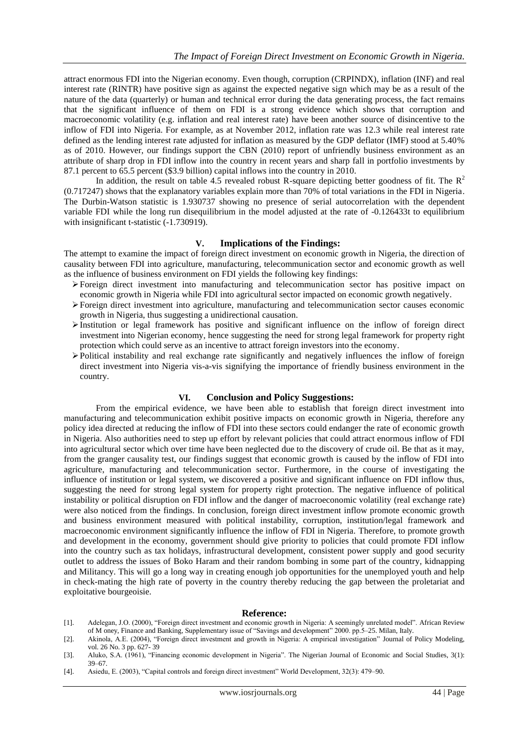attract enormous FDI into the Nigerian economy. Even though, corruption (CRPINDX), inflation (INF) and real interest rate (RINTR) have positive sign as against the expected negative sign which may be as a result of the nature of the data (quarterly) or human and technical error during the data generating process, the fact remains that the significant influence of them on FDI is a strong evidence which shows that corruption and macroeconomic volatility (e.g. inflation and real interest rate) have been another source of disincentive to the inflow of FDI into Nigeria. For example, as at November 2012, inflation rate was 12.3 while real interest rate defined as the lending interest rate adjusted for inflation as measured by the GDP deflator (IMF) stood at 5.40% as of 2010. However, our findings support the CBN (2010) report of unfriendly business environment as an attribute of sharp drop in FDI inflow into the country in recent years and sharp fall in portfolio investments by 87.1 percent to 65.5 percent ($3.9 billion) capital inflows into the country in 2010.

In addition, the result on table 4.5 revealed robust R-square depicting better goodness of fit. The $R^2$ (0.717247) shows that the explanatory variables explain more than 70% of total variations in the FDI in Nigeria. The Durbin-Watson statistic is 1.930737 showing no presence of serial autocorrelation with the dependent variable FDI while the long run disequilibrium in the model adjusted at the rate of -0.126433t to equilibrium with insignificant t-statistic (-1.730919).

## V. Implications of the Findings:

The attempt to examine the impact of foreign direct investment on economic growth in Nigeria, the direction of causality between FDI into agriculture, manufacturing, telecommunication sector and economic growth as well as the influence of business environment on FDI yields the following key findings:

- Foreign direct investment into manufacturing and telecommunication sector has positive impact on economic growth in Nigeria while FDI into agricultural sector impacted on economic growth negatively.
- Foreign direct investment into agriculture, manufacturing and telecommunication sector causes economic growth in Nigeria, thus suggesting a unidirectional causation.
- Institution or legal framework has positive and significant influence on the inflow of foreign direct investment into Nigerian economy, hence suggesting the need for strong legal framework for property right protection which could serve as an incentive to attract foreign investors into the economy.
- Political instability and real exchange rate significantly and negatively influences the inflow of foreign direct investment into Nigeria vis-a-vis signifying the importance of friendly business environment in the country.

## VI. Conclusion and Policy Suggestions:

From the empirical evidence, we have been able to establish that foreign direct investment into manufacturing and telecommunication exhibit positive impacts on economic growth in Nigeria, therefore any policy idea directed at reducing the inflow of FDI into these sectors could endanger the rate of economic growth in Nigeria. Also authorities need to step up effort by relevant policies that could attract enormous inflow of FDI into agricultural sector which over time have been neglected due to the discovery of crude oil. Be that as it may, from the granger causality test, our findings suggest that economic growth is caused by the inflow of FDI into agriculture, manufacturing and telecommunication sector. Furthermore, in the course of investigating the influence of institution or legal system, we discovered a positive and significant influence on FDI inflow thus, suggesting the need for strong legal system for property right protection. The negative influence of political instability or political disruption on FDI inflow and the danger of macroeconomic volatility (real exchange rate) were also noticed from the findings. In conclusion, foreign direct investment inflow promote economic growth and business environment measured with political instability, corruption, institution/legal framework and macroeconomic environment significantly influence the inflow of FDI in Nigeria. Therefore, to promote growth and development in the economy, government should give priority to policies that could promote FDI inflow into the country such as tax holidays, infrastructural development, consistent power supply and good security outlet to address the issues of Boko Haram and their random bombing in some part of the country, kidnapping and Militancy. This will go a long way in creating enough job opportunities for the unemployed youth and help in check-mating the high rate of poverty in the country thereby reducing the gap between the proletariat and exploitative bourgeoisie.

## Reference:

[1]. Adelegan, J.O. (2000), "Foreign direct investment and economic growth in Nigeria: A seemingly unrelated model". African Review of M oney, Finance and Banking, Supplementary issue of "Savings and development" 2000. pp.5–25. Milan, Italy.

[2]. Akinola, A.E. (2004), "Foreign direct investment and growth in Nigeria: A empirical investigation" Journal of Policy Modeling, vol. 26 No. 3 pp. 627- 39

[3]. Aluko, S.A. (1961), "Financing economic development in Nigeria". The Nigerian Journal of Economic and Social Studies, 3(1): 39–67.

[4]. Asiedu, E. (2003), "Capital controls and foreign direct investment" World Development, 32(3): 479–90.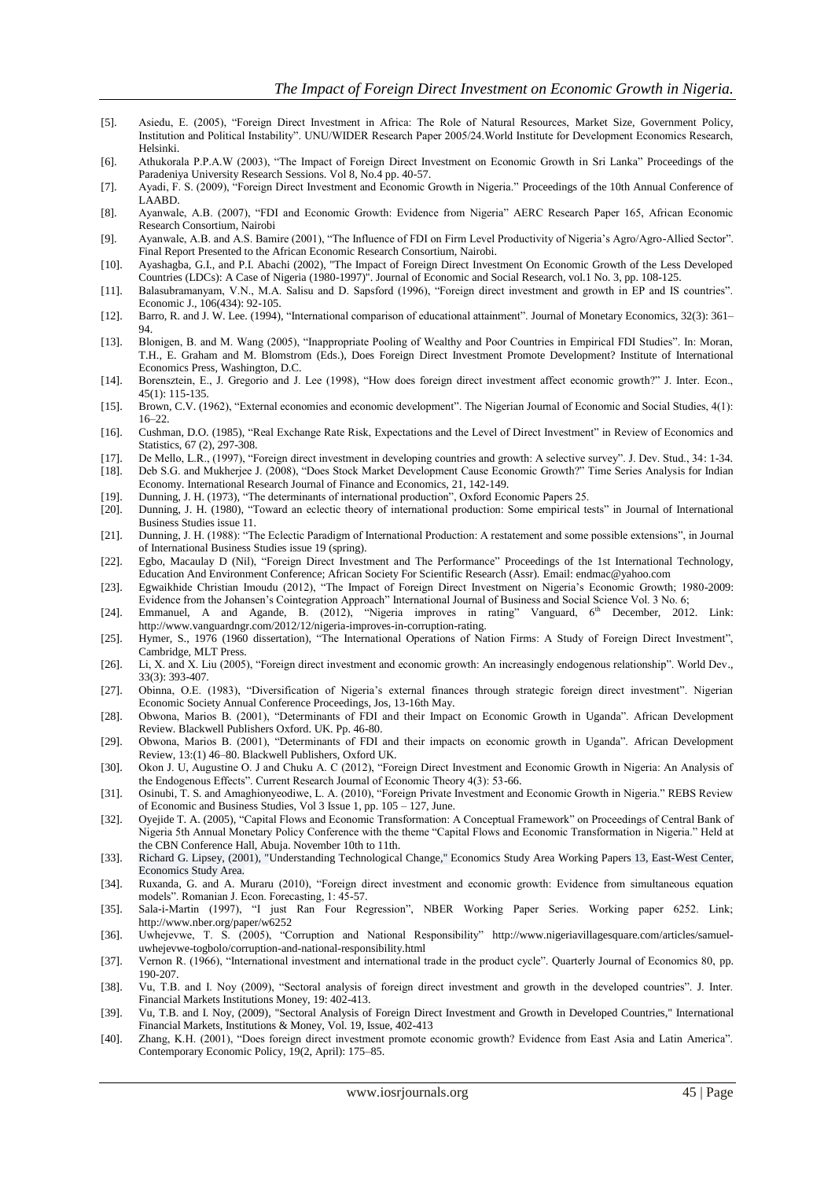[5]. Asiedu, E. (2005), "Foreign Direct Investment in Africa: The Role of Natural Resources, Market Size, Government Policy, Institution and Political Instability". UNU/WIDER Research Paper 2005/24.World Institute for Development Economics Research, Helsinki.

[6]. Athukorala P.P.A.W (2003), "The Impact of Foreign Direct Investment on Economic Growth in Sri Lanka" Proceedings of the Paradeniya University Research Sessions. Vol 8, No.4 pp. 40-57.

[7]. Ayadi, F. S. (2009), "Foreign Direct Investment and Economic Growth in Nigeria." Proceedings of the 10th Annual Conference of LAABD.

[8]. Ayanwale, A.B. (2007), "FDI and Economic Growth: Evidence from Nigeria" AERC Research Paper 165, African Economic Research Consortium, Nairobi

[9]. Ayanwale, A.B. and A.S. Bamire (2001), "The Influence of FDI on Firm Level Productivity of Nigeria's Agro/Agro-Allied Sector". Final Report Presented to the African Economic Research Consortium, Nairobi.

[10]. Ayashagba, G.I., and P.I. Abachi (2002), "The Impact of Foreign Direct Investment On Economic Growth of the Less Developed Countries (LDCs): A Case of Nigeria (1980-1997)". Journal of Economic and Social Research, vol.1 No. 3, pp. 108-125.

[11]. Balasubramanyam, V.N., M.A. Salisu and D. Sapsford (1996), "Foreign direct investment and growth in EP and IS countries". Economic J., 106(434): 92-105.

[12]. Barro, R. and J. W. Lee. (1994), "International comparison of educational attainment". Journal of Monetary Economics, 32(3): 361–94.

[13]. Blonigen, B. and M. Wang (2005), "Inappropriate Pooling of Wealthy and Poor Countries in Empirical FDI Studies". In: Moran, T.H., E. Graham and M. Blomstrom (Eds.), Does Foreign Direct Investment Promote Development? Institute of International Economics Press, Washington, D.C.

[14]. Borensztein, E., J. Gregorio and J. Lee (1998), "How does foreign direct investment affect economic growth?" J. Inter. Econ., 45(1): 115-135.

[15]. Brown, C.V. (1962), "External economies and economic development". The Nigerian Journal of Economic and Social Studies, 4(1): 16–22.

[16]. Cushman, D.O. (1985), "Real Exchange Rate Risk, Expectations and the Level of Direct Investment" in Review of Economics and Statistics, 67 (2), 297-308.

[17]. De Mello, L.R., (1997), "Foreign direct investment in developing countries and growth: A selective survey". J. Dev. Stud., 34: 1-34.

[18]. Deb S.G. and Mukherjee J. (2008), "Does Stock Market Development Cause Economic Growth?" Time Series Analysis for Indian Economy. International Research Journal of Finance and Economics, 21, 142-149.

[19]. Dunning, J. H. (1973), "The determinants of international production", Oxford Economic Papers 25.

[20]. Dunning, J. H. (1980), "Toward an eclectic theory of international production: Some empirical tests" in Journal of International Business Studies issue 11.

[21]. Dunning, J. H. (1988): "The Eclectic Paradigm of International Production: A restatement and some possible extensions", in Journal of International Business Studies issue 19 (spring).

[22]. Egbo, Macaulay D (Nil), "Foreign Direct Investment and The Performance" Proceedings of the 1st International Technology, Education And Environment Conference; African Society For Scientific Research (Assr). Email: endmac@yahoo.com

[23]. Egwaikhide Christian Imoudu (2012), "The Impact of Foreign Direct Investment on Nigeria's Economic Growth; 1980-2009: Evidence from the Johansen's Cointegration Approach" International Journal of Business and Social Science Vol. 3 No. 6;

[24]. Emmanuel, A and Agande, B. (2012), "Nigeria improves in rating" Vanguard, 6th December, 2012. Link: http://www.vanguardngr.com/2012/12/nigeria-improves-in-corruption-rating.

[25]. Hymer, S., 1976 (1960 dissertation), "The International Operations of Nation Firms: A Study of Foreign Direct Investment", Cambridge, MLT Press.

[26]. Li, X. and X. Liu (2005), "Foreign direct investment and economic growth: An increasingly endogenous relationship". World Dev., 33(3): 393-407.

[27]. Obinna, O.E. (1983), "Diversification of Nigeria's external finances through strategic foreign direct investment". Nigerian Economic Society Annual Conference Proceedings, Jos, 13-16th May.

[28]. Obwona, Marios B. (2001), "Determinants of FDI and their Impact on Economic Growth in Uganda". African Development Review. Blackwell Publishers Oxford. UK. Pp. 46-80.

[29]. Obwona, Marios B. (2001), "Determinants of FDI and their impacts on economic growth in Uganda". African Development Review, 13:(1) 46–80. Blackwell Publishers, Oxford UK.

[30]. Okon J. U, Augustine O. J and Chuku A. C (2012), "Foreign Direct Investment and Economic Growth in Nigeria: An Analysis of the Endogenous Effects". Current Research Journal of Economic Theory 4(3): 53-66.

[31]. Osinubi, T. S. and Amaghionyeodiwe, L. A. (2010), "Foreign Private Investment and Economic Growth in Nigeria." REBS Review of Economic and Business Studies, Vol 3 Issue 1, pp. 105 – 127, June.

[32]. Oyejide T. A. (2005), "Capital Flows and Economic Transformation: A Conceptual Framework" on Proceedings of Central Bank of Nigeria 5th Annual Monetary Policy Conference with the theme "Capital Flows and Economic Transformation in Nigeria." Held at the CBN Conference Hall, Abuja. November 10th to 11th.

[33]. Richard G. Lipsey, (2001), "Understanding Technological Change," Economics Study Area Working Papers 13, East-West Center, Economics Study Area.

[34]. Ruxanda, G. and A. Muraru (2010), "Foreign direct investment and economic growth: Evidence from simultaneous equation models". Romanian J. Econ. Forecasting, 1: 45-57.

[35]. Sala-i-Martin (1997), "I just Ran Four Regression", NBER Working Paper Series. Working paper 6252. Link; http://www.nber.org/paper/w6252

[36]. Uwhejevwe, T. S. (2005), "Corruption and National Responsibility" http://www.nigeriavillagesquare.com/articles/samuel-uwhejevwe-togbolo/corruption-and-national-responsibility.html

[37]. Vernon R. (1966), "International investment and international trade in the product cycle". Quarterly Journal of Economics 80, pp. 190-207.

[38]. Vu, T.B. and I. Noy (2009), "Sectoral analysis of foreign direct investment and growth in the developed countries". J. Inter. Financial Markets Institutions Money, 19: 402-413.

[39]. Vu, T.B. and I. Noy, (2009), "Sectoral Analysis of Foreign Direct Investment and Growth in Developed Countries," International Financial Markets, Institutions & Money, Vol. 19, Issue, 402-413

[40]. Zhang, K.H. (2001), "Does foreign direct investment promote economic growth? Evidence from East Asia and Latin America". Contemporary Economic Policy, 19(2, April): 175–85.